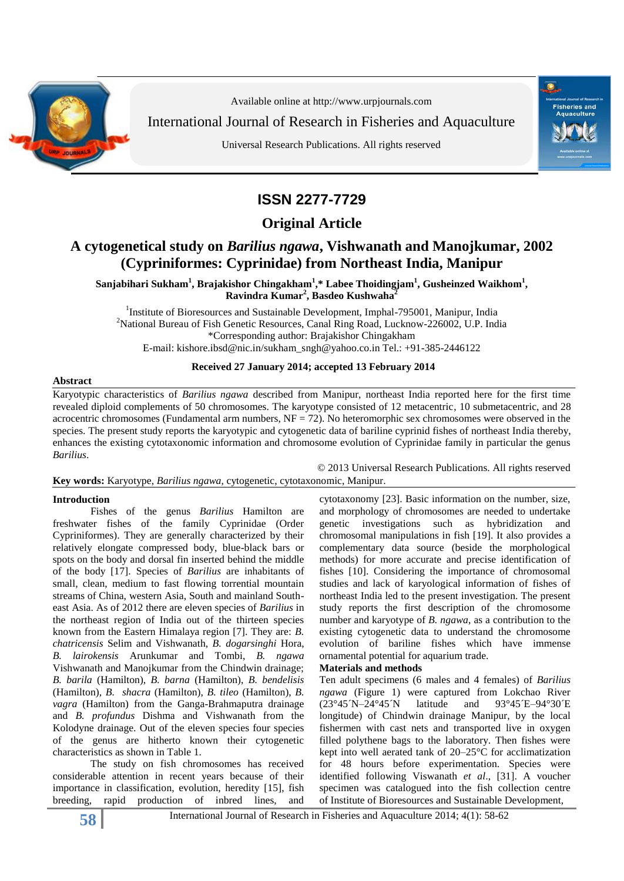Available online at http://www.urpjournals.com

International Journal of Research in Fisheries and Aquaculture

Universal Research Publications. All rights reserved

**ISSN 2277-7729**

**Original Article**

# A cytogenetical study on *Barilius ngawa*, Vishwanath and Manojkumar, 2002 (Cypriniformes: Cyprinidae) from Northeast India, Manipur

**Sanjabihari Sukham[1], Brajakishor Chingakham[1],\* Labee Thoidingjam[1], Gusheinzed Waikhom[1], Ravindra Kumar[2], Basdeo Kushwaha[2]**

[1]Institute of Bioresources and Sustainable Development, Imphal-795001, Manipur, India
[2]National Bureau of Fish Genetic Resources, Canal Ring Road, Lucknow-226002, U.P. India
\*Corresponding author: Brajakishor Chingakham
E-mail: kishore.ibsd@nic.in/sukham_sngh@yahoo.co.in Tel.: +91-385-2446122

**Received 27 January 2014; accepted 13 February 2014**

## Abstract

Karyotypic characteristics of *Barilius ngawa* described from Manipur, northeast India reported here for the first time revealed diploid complements of 50 chromosomes. The karyotype consisted of 12 metacentric, 10 submetacentric, and 28 acrocentric chromosomes (Fundamental arm numbers, NF = 72). No heteromorphic sex chromosomes were observed in the species. The present study reports the karyotypic and cytogenetic data of bariline cyprinid fishes of northeast India thereby, enhances the existing cytotaxonomic information and chromosome evolution of Cyprinidae family in particular the genus *Barilius*.

© 2013 Universal Research Publications. All rights reserved

**Key words:** Karyotype, *Barilius ngawa*, cytogenetic, cytotaxonomic, Manipur.

## Introduction

Fishes of the genus *Barilius* Hamilton are freshwater fishes of the family Cyprinidae (Order Cypriniformes). They are generally characterized by their relatively elongate compressed body, blue-black bars or spots on the body and dorsal fin inserted behind the middle of the body [17]. Species of *Barilius* are inhabitants of small, clean, medium to fast flowing torrential mountain streams of China, western Asia, South and mainland South-east Asia. As of 2012 there are eleven species of *Barilius* in the northeast region of India out of the thirteen species known from the Eastern Himalaya region [7]. They are: *B. chatricensis* Selim and Vishwanath, *B. dogarsinghi* Hora, *B. lairokensis* Arunkumar and Tombi, *B. ngawa* Vishwanath and Manojkumar from the Chindwin drainage; *B. barila* (Hamilton), *B. barna* (Hamilton), *B. bendelisis* (Hamilton), *B. shacra* (Hamilton), *B. tileo* (Hamilton), *B. vagra* (Hamilton) from the Ganga-Brahmaputra drainage and *B. profundus* Dishma and Vishwanath from the Kolodyne drainage. Out of the eleven species four species of the genus are hitherto known their cytogenetic characteristics as shown in Table 1.

The study on fish chromosomes has received considerable attention in recent years because of their importance in classification, evolution, heredity [15], fish breeding, rapid production of inbred lines, and cytotaxonomy [23]. Basic information on the number, size, and morphology of chromosomes are needed to undertake genetic investigations such as hybridization and chromosomal manipulations in fish [19]. It also provides a complementary data source (beside the morphological methods) for more accurate and precise identification of fishes [10]. Considering the importance of chromosomal studies and lack of karyological information of fishes of northeast India led to the present investigation. The present study reports the first description of the chromosome number and karyotype of *B. ngawa*, as a contribution to the existing cytogenetic data to understand the chromosome evolution of bariline fishes which have immense ornamental potential for aquarium trade.

## Materials and methods

Ten adult specimens (6 males and 4 females) of *Barilius ngawa* (Figure 1) were captured from Lokchao River (23°45´N–24°45´N latitude and 93°45´E–94°30´E longitude) of Chindwin drainage Manipur, by the local fishermen with cast nets and transported live in oxygen filled polythene bags to the laboratory. Then fishes were kept into well aerated tank of 20–25°C for acclimatization for 48 hours before experimentation. Species were identified following Viswanath *et al*., [31]. A voucher specimen was catalogued into the fish collection centre of Institute of Bioresources and Sustainable Development,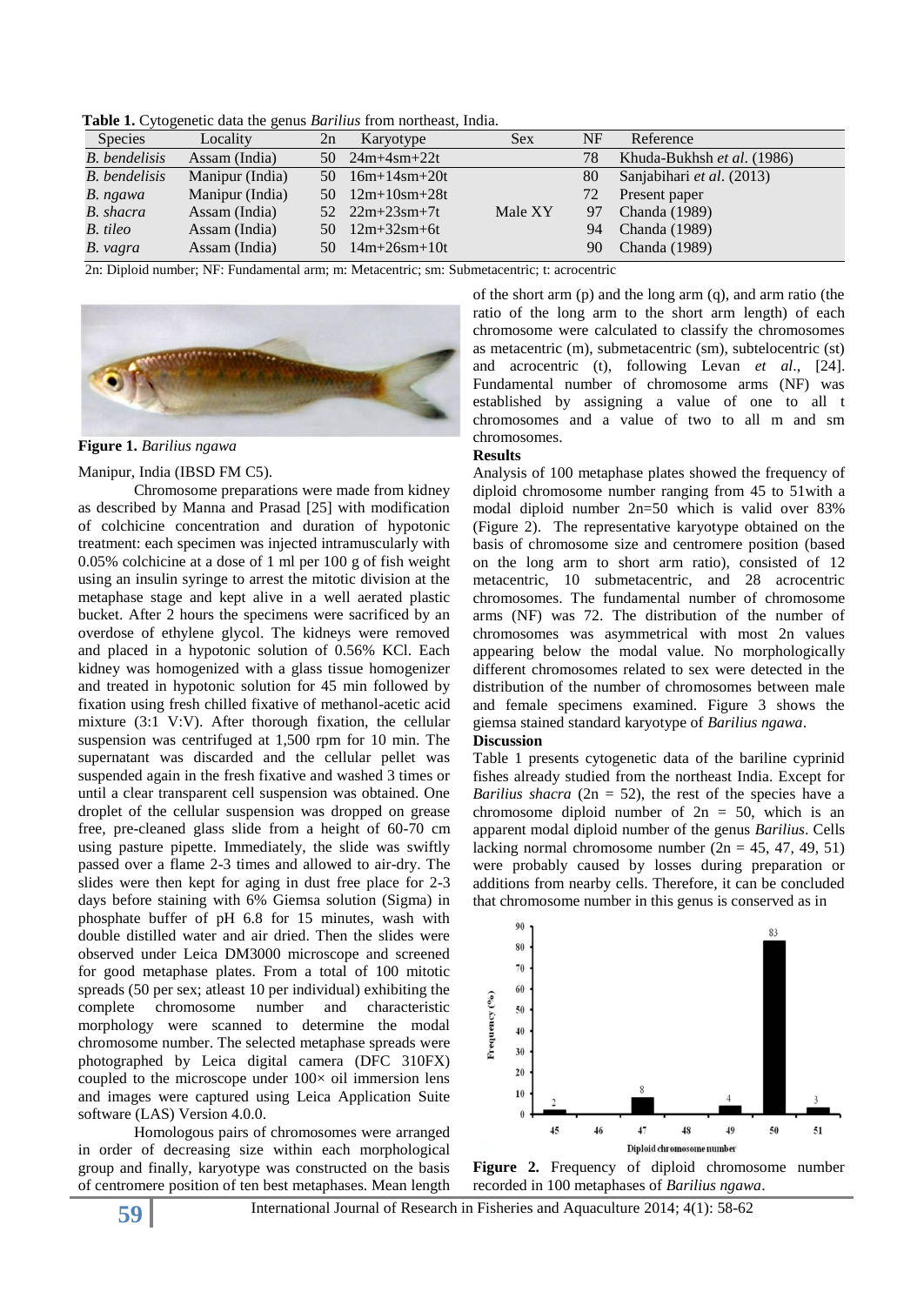**Table 1.** Cytogenetic data the genus *Barilius* from northeast, India.

| Species | Locality | 2n | Karyotype | Sex | NF | Reference |
|---|---|---|---|---|---|---|
| *B. bendelisis* | Assam (India) | 50 | 24m+4sm+22t | | 78 | Khuda-Bukhsh *et al*. (1986) |
| *B. bendelisis* | Manipur (India) | 50 | 16m+14sm+20t | | 80 | Sanjabihari *et al*. (2013) |
| *B. ngawa* | Manipur (India) | 50 | 12m+10sm+28t | | 72 | Present paper |
| *B. shacra* | Assam (India) | 52 | 22m+23sm+7t | Male XY | 97 | Chanda (1989) |
| *B. tileo* | Assam (India) | 50 | 12m+32sm+6t | | 94 | Chanda (1989) |
| *B. vagra* | Assam (India) | 50 | 14m+26sm+10t | | 90 | Chanda (1989) |

2n: Diploid number; NF: Fundamental arm; m: Metacentric; sm: Submetacentric; t: acrocentric

**Figure 1.** *Barilius ngawa*

Manipur, India (IBSD FM C5).

Chromosome preparations were made from kidney as described by Manna and Prasad [25] with modification of colchicine concentration and duration of hypotonic treatment: each specimen was injected intramuscularly with 0.05% colchicine at a dose of 1 ml per 100 g of fish weight using an insulin syringe to arrest the mitotic division at the metaphase stage and kept alive in a well aerated plastic bucket. After 2 hours the specimens were sacrificed by an overdose of ethylene glycol. The kidneys were removed and placed in a hypotonic solution of 0.56% KCl. Each kidney was homogenized with a glass tissue homogenizer and treated in hypotonic solution for 45 min followed by fixation using fresh chilled fixative of methanol-acetic acid mixture (3:1 V:V). After thorough fixation, the cellular suspension was centrifuged at 1,500 rpm for 10 min. The supernatant was discarded and the cellular pellet was suspended again in the fresh fixative and washed 3 times or until a clear transparent cell suspension was obtained. One droplet of the cellular suspension was dropped on grease free, pre-cleaned glass slide from a height of 60-70 cm using pasture pipette. Immediately, the slide was swiftly passed over a flame 2-3 times and allowed to air-dry. The slides were then kept for aging in dust free place for 2-3 days before staining with 6% Giemsa solution (Sigma) in phosphate buffer of pH 6.8 for 15 minutes, wash with double distilled water and air dried. Then the slides were observed under Leica DM3000 microscope and screened for good metaphase plates. From a total of 100 mitotic spreads (50 per sex; atleast 10 per individual) exhibiting the complete chromosome number and characteristic morphology were scanned to determine the modal chromosome number. The selected metaphase spreads were photographed by Leica digital camera (DFC 310FX) coupled to the microscope under 100× oil immersion lens and images were captured using Leica Application Suite software (LAS) Version 4.0.0.

Homologous pairs of chromosomes were arranged in order of decreasing size within each morphological group and finally, karyotype was constructed on the basis of centromere position of ten best metaphases. Mean length of the short arm (p) and the long arm (q), and arm ratio (the ratio of the long arm to the short arm length) of each chromosome were calculated to classify the chromosomes as metacentric (m), submetacentric (sm), subtelocentric (st) and acrocentric (t), following Levan *et al*., [24]. Fundamental number of chromosome arms (NF) was established by assigning a value of one to all t chromosomes and a value of two to all m and sm chromosomes.

**Results**

Analysis of 100 metaphase plates showed the frequency of diploid chromosome number ranging from 45 to 51with a modal diploid number 2n=50 which is valid over 83% (Figure 2). The representative karyotype obtained on the basis of chromosome size and centromere position (based on the long arm to short arm ratio), consisted of 12 metacentric, 10 submetacentric, and 28 acrocentric chromosomes. The fundamental number of chromosome arms (NF) was 72. The distribution of the number of chromosomes was asymmetrical with most 2n values appearing below the modal value. No morphologically different chromosomes related to sex were detected in the distribution of the number of chromosomes between male and female specimens examined. Figure 3 shows the giemsa stained standard karyotype of *Barilius ngawa*.

**Discussion**

Table 1 presents cytogenetic data of the bariline cyprinid fishes already studied from the northeast India. Except for *Barilius shacra* (2n = 52), the rest of the species have a chromosome diploid number of 2n = 50, which is an apparent modal diploid number of the genus *Barilius*. Cells lacking normal chromosome number (2n = 45, 47, 49, 51) were probably caused by losses during preparation or additions from nearby cells. Therefore, it can be concluded that chromosome number in this genus is conserved as in

**Figure 2.** Frequency of diploid chromosome number recorded in 100 metaphases of *Barilius ngawa*.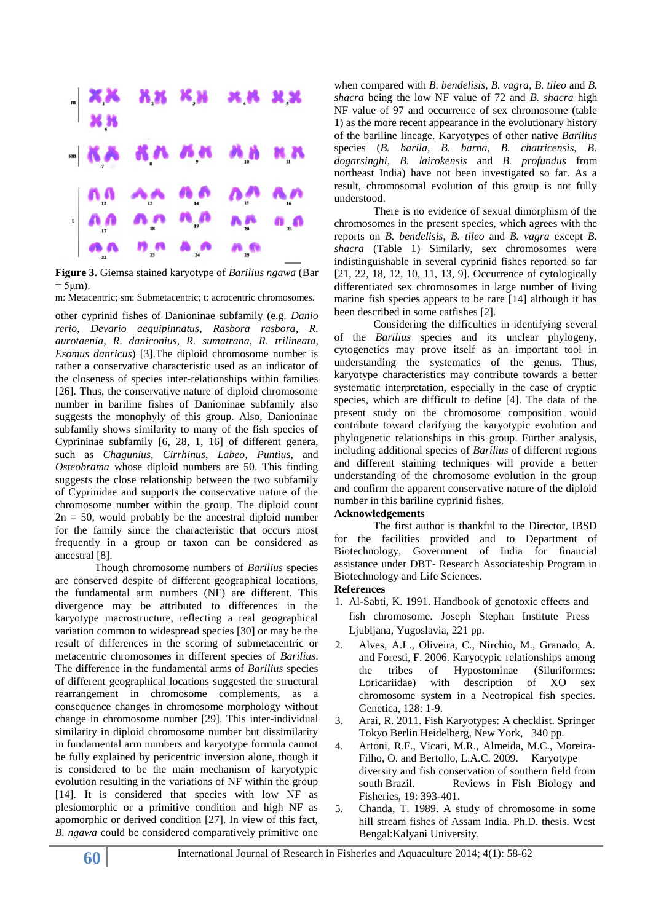**Figure 3.** Giemsa stained karyotype of *Barilius ngawa* (Bar = 5μm).

m: Metacentric; sm: Submetacentric; t: acrocentric chromosomes.

other cyprinid fishes of Danioninae subfamily (e.g. *Danio rerio*, *Devario aequipinnatus*, *Rasbora rasbora*, *R. aurotaenia*, *R. daniconius*, *R. sumatrana*, *R. trilineata*, *Esomus danricus*) [3].The diploid chromosome number is rather a conservative characteristic used as an indicator of the closeness of species inter-relationships within families [26]. Thus, the conservative nature of diploid chromosome number in bariline fishes of Danioninae subfamily also suggests the monophyly of this group. Also, Danioninae subfamily shows similarity to many of the fish species of Cyprininae subfamily [6, 28, 1, 16] of different genera, such as *Chagunius*, *Cirrhinus*, *Labeo*, *Puntius*, and *Osteobrama* whose diploid numbers are 50. This finding suggests the close relationship between the two subfamily of Cyprinidae and supports the conservative nature of the chromosome number within the group. The diploid count 2n = 50, would probably be the ancestral diploid number for the family since the characteristic that occurs most frequently in a group or taxon can be considered as ancestral [8].

Though chromosome numbers of *Barilius* species are conserved despite of different geographical locations, the fundamental arm numbers (NF) are different. This divergence may be attributed to differences in the karyotype macrostructure, reflecting a real geographical variation common to widespread species [30] or may be the result of differences in the scoring of submetacentric or metacentric chromosomes in different species of *Barilius*. The difference in the fundamental arms of *Barilius* species of different geographical locations suggested the structural rearrangement in chromosome complements, as a consequence changes in chromosome morphology without change in chromosome number [29]. This inter-individual similarity in diploid chromosome number but dissimilarity in fundamental arm numbers and karyotype formula cannot be fully explained by pericentric inversion alone, though it is considered to be the main mechanism of karyotypic evolution resulting in the variations of NF within the group [14]. It is considered that species with low NF as plesiomorphic or a primitive condition and high NF as apomorphic or derived condition [27]. In view of this fact, *B. ngawa* could be considered comparatively primitive one when compared with *B. bendelisis*, *B. vagra*, *B. tileo* and *B. shacra* being the low NF value of 72 and *B. shacra* high NF value of 97 and occurrence of sex chromosome (table 1) as the more recent appearance in the evolutionary history of the bariline lineage. Karyotypes of other native *Barilius* species (*B. barila*, *B. barna*, *B. chatricensis*, *B. dogarsinghi*, *B. lairokensis* and *B. profundus* from northeast India) have not been investigated so far. As a result, chromosomal evolution of this group is not fully understood.

There is no evidence of sexual dimorphism of the chromosomes in the present species, which agrees with the reports on *B. bendelisis*, *B. tileo* and *B. vagra* except *B. shacra* (Table 1) Similarly, sex chromosomes were indistinguishable in several cyprinid fishes reported so far [21, 22, 18, 12, 10, 11, 13, 9]. Occurrence of cytologically differentiated sex chromosomes in large number of living marine fish species appears to be rare [14] although it has been described in some catfishes [2].

Considering the difficulties in identifying several of the *Barilius* species and its unclear phylogeny, cytogenetics may prove itself as an important tool in understanding the systematics of the genus. Thus, karyotype characteristics may contribute towards a better systematic interpretation, especially in the case of cryptic species, which are difficult to define [4]. The data of the present study on the chromosome composition would contribute toward clarifying the karyotypic evolution and phylogenetic relationships in this group. Further analysis, including additional species of *Barilius* of different regions and different staining techniques will provide a better understanding of the chromosome evolution in the group and confirm the apparent conservative nature of the diploid number in this bariline cyprinid fishes.

## Acknowledgements

The first author is thankful to the Director, IBSD for the facilities provided and to Department of Biotechnology, Government of India for financial assistance under DBT- Research Associateship Program in Biotechnology and Life Sciences.

## References

1. Al-Sabti, K. 1991. Handbook of genotoxic effects and fish chromosome. Joseph Stephan Institute Press Ljubljana, Yugoslavia, 221 pp.
2. Alves, A.L., Oliveira, C., Nirchio, M., Granado, A. and Foresti, F. 2006. Karyotypic relationships among the tribes of Hypostominae (Siluriformes: Loricariidae) with description of XO sex chromosome system in a Neotropical fish species. Genetica, 128: 1-9.
3. Arai, R. 2011. Fish Karyotypes: A checklist. Springer Tokyo Berlin Heidelberg, New York, 340 pp.
4. Artoni, R.F., Vicari, M.R., Almeida, M.C., Moreira-Filho, O. and Bertollo, L.A.C. 2009. Karyotype diversity and fish conservation of southern field from south Brazil. Reviews in Fish Biology and Fisheries, 19: 393-401.
5. Chanda, T. 1989. A study of chromosome in some hill stream fishes of Assam India. Ph.D. thesis. West Bengal:Kalyani University.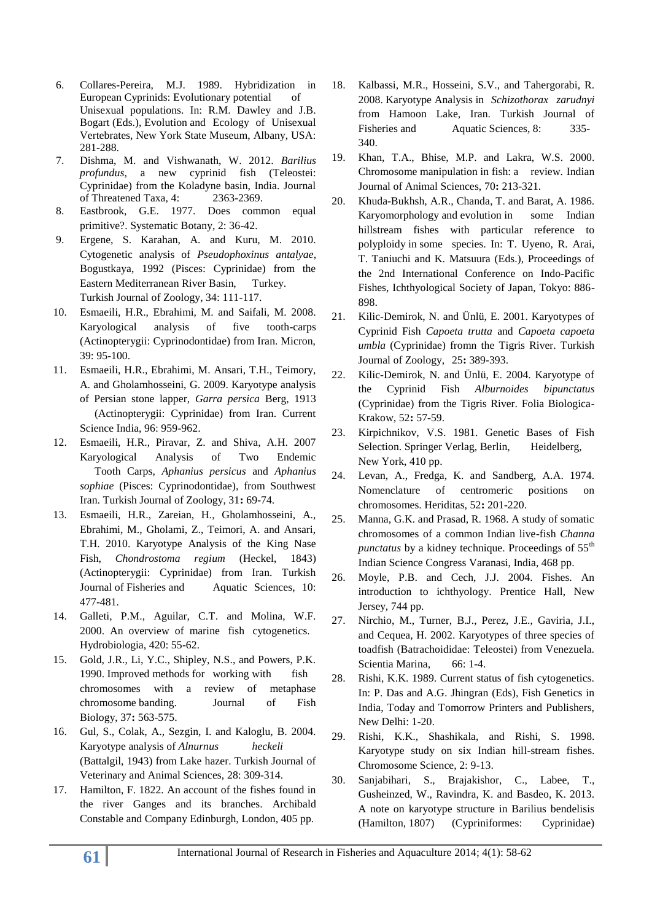6. Collares-Pereira, M.J. 1989. Hybridization in European Cyprinids: Evolutionary potential of Unisexual populations. In: R.M. Dawley and J.B. Bogart (Eds.), Evolution and Ecology of Unisexual Vertebrates, New York State Museum, Albany, USA: 281-288.
7. Dishma, M. and Vishwanath, W. 2012. *Barilius profundus*, a new cyprinid fish (Teleostei: Cyprinidae) from the Koladyne basin, India. Journal of Threatened Taxa, 4: 2363-2369.
8. Eastbrook, G.E. 1977. Does common equal primitive?. Systematic Botany, 2: 36-42.
9. Ergene, S. Karahan, A. and Kuru, M. 2010. Cytogenetic analysis of *Pseudophoxinus antalyae*, Bogustkaya, 1992 (Pisces: Cyprinidae) from the Eastern Mediterranean River Basin, Turkey. Turkish Journal of Zoology, 34: 111-117.
10. Esmaeili, H.R., Ebrahimi, M. and Saifali, M. 2008. Karyological analysis of five tooth-carps (Actinopterygii: Cyprinodontidae) from Iran. Micron, 39: 95-100.
11. Esmaeili, H.R., Ebrahimi, M. Ansari, T.H., Teimory, A. and Gholamhosseini, G. 2009. Karyotype analysis of Persian stone lapper, *Garra persica* Berg, 1913 (Actinopterygii: Cyprinidae) from Iran. Current Science India, 96: 959-962.
12. Esmaeili, H.R., Piravar, Z. and Shiva, A.H. 2007 Karyological Analysis of Two Endemic Tooth Carps, *Aphanius persicus* and *Aphanius sophiae* (Pisces: Cyprinodontidae), from Southwest Iran. Turkish Journal of Zoology, 31**:** 69-74.
13. Esmaeili, H.R., Zareian, H., Gholamhosseini, A., Ebrahimi, M., Gholami, Z., Teimori, A. and Ansari, T.H. 2010. Karyotype Analysis of the King Nase Fish, *Chondrostoma regium* (Heckel, 1843) (Actinopterygii: Cyprinidae) from Iran. Turkish Journal of Fisheries and Aquatic Sciences, 10: 477-481.
14. Galleti, P.M., Aguilar, C.T. and Molina, W.F. 2000. An overview of marine fish cytogenetics. Hydrobiologia, 420: 55-62.
15. Gold, J.R., Li, Y.C., Shipley, N.S., and Powers, P.K. 1990. Improved methods for working with fish chromosomes with a review of metaphase chromosome banding. Journal of Fish Biology, 37**:** 563-575.
16. Gul, S., Colak, A., Sezgin, I. and Kaloglu, B. 2004. Karyotype analysis of *Alnurnus heckeli* (Battalgil, 1943) from Lake hazer. Turkish Journal of Veterinary and Animal Sciences, 28: 309-314.
17. Hamilton, F. 1822. An account of the fishes found in the river Ganges and its branches. Archibald Constable and Company Edinburgh, London, 405 pp.
18. Kalbassi, M.R., Hosseini, S.V., and Tahergorabi, R. 2008. Karyotype Analysis in *Schizothorax zarudnyi* from Hamoon Lake, Iran. Turkish Journal of Fisheries and Aquatic Sciences, 8: 335-340.
19. Khan, T.A., Bhise, M.P. and Lakra, W.S. 2000. Chromosome manipulation in fish: a review. Indian Journal of Animal Sciences, 70**:** 213-321.
20. Khuda-Bukhsh, A.R., Chanda, T. and Barat, A. 1986. Karyomorphology and evolution in some Indian hillstream fishes with particular reference to polyploidy in some species. In: T. Uyeno, R. Arai, T. Taniuchi and K. Matsuura (Eds.), Proceedings of the 2nd International Conference on Indo-Pacific Fishes, Ichthyological Society of Japan, Tokyo: 886-898.
21. Kilic-Demirok, N. and Ünlü, E. 2001. Karyotypes of Cyprinid Fish *Capoeta trutta* and *Capoeta capoeta umbla* (Cyprinidae) fromn the Tigris River. Turkish Journal of Zoology, 25**:** 389-393.
22. Kilic-Demirok, N. and Ünlü, E. 2004. Karyotype of the Cyprinid Fish *Alburnoides bipunctatus* (Cyprinidae) from the Tigris River. Folia Biologica-Krakow, 52**:** 57-59.
23. Kirpichnikov, V.S. 1981. Genetic Bases of Fish Selection. Springer Verlag, Berlin, Heidelberg, New York, 410 pp.
24. Levan, A., Fredga, K. and Sandberg, A.A. 1974. Nomenclature of centromeric positions on chromosomes. Heriditas, 52**:** 201-220.
25. Manna, G.K. and Prasad, R. 1968. A study of somatic chromosomes of a common Indian live-fish *Channa punctatus* by a kidney technique. Proceedings of 55th Indian Science Congress Varanasi, India, 468 pp.
26. Moyle, P.B. and Cech, J.J. 2004. Fishes. An introduction to ichthyology. Prentice Hall, New Jersey, 744 pp.
27. Nirchio, M., Turner, B.J., Perez, J.E., Gaviria, J.I., and Cequea, H. 2002. Karyotypes of three species of toadfish (Batrachoididae: Teleostei) from Venezuela. Scientia Marina, 66: 1-4.
28. Rishi, K.K. 1989. Current status of fish cytogenetics. In: P. Das and A.G. Jhingran (Eds), Fish Genetics in India, Today and Tomorrow Printers and Publishers, New Delhi: 1-20.
29. Rishi, K.K., Shashikala, and Rishi, S. 1998. Karyotype study on six Indian hill-stream fishes. Chromosome Science, 2: 9-13.
30. Sanjabihari, S., Brajakishor, C., Labee, T., Gusheinzed, W., Ravindra, K. and Basdeo, K. 2013. A note on karyotype structure in Barilius bendelisis (Hamilton, 1807) (Cypriniformes: Cyprinidae)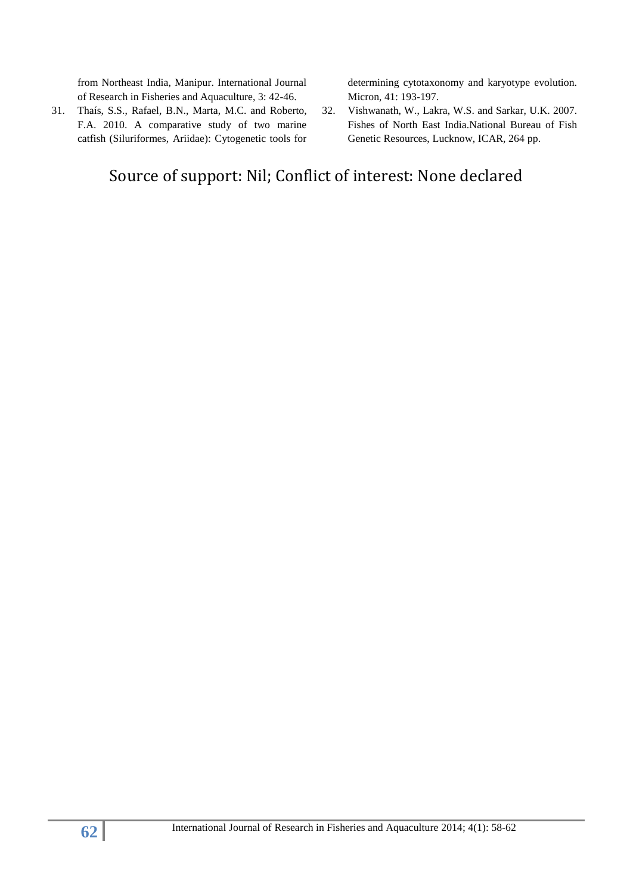from Northeast India, Manipur. International Journal of Research in Fisheries and Aquaculture, 3: 42-46.

31. Thaís, S.S., Rafael, B.N., Marta, M.C. and Roberto, F.A. 2010. A comparative study of two marine catfish (Siluriformes, Ariidae): Cytogenetic tools for determining cytotaxonomy and karyotype evolution. Micron, 41: 193-197.

32. Vishwanath, W., Lakra, W.S. and Sarkar, U.K. 2007. Fishes of North East India.National Bureau of Fish Genetic Resources, Lucknow, ICAR, 264 pp.

## Source of support: Nil; Conflict of interest: None declared